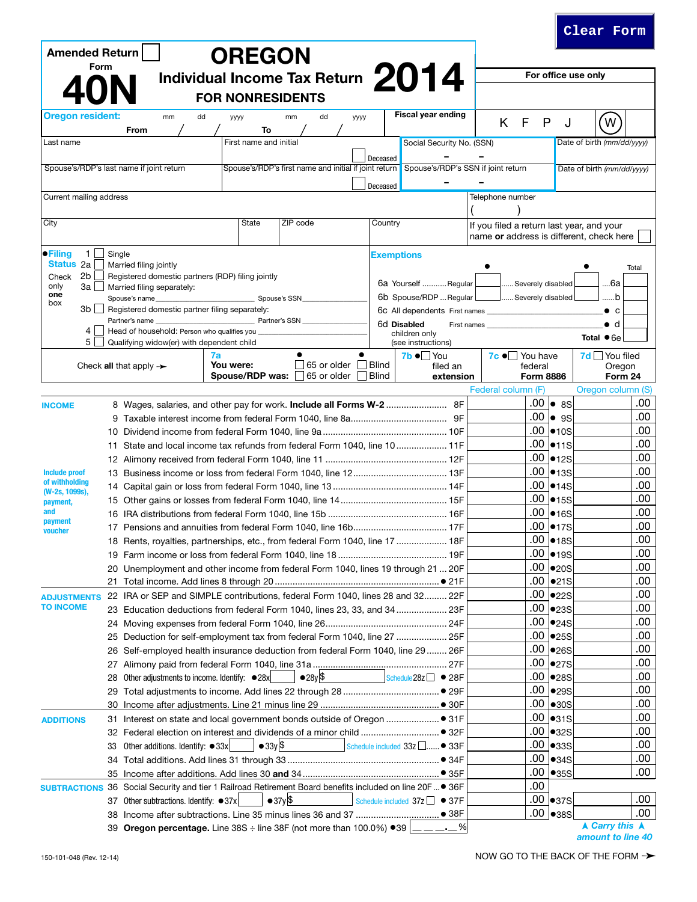Clear Form

Amended Return ☐

Form

# 40N

# OREGON

## Individual Income Tax Return 2014

### FOR NONRESIDENTS

For office use only

**Oregon resident:** From mm / dd / yyyy To mm / dd / yyyy

Fiscal year ending

K F P J (W)

| Last name | First name and initial | Deceased ☐ | Social Security No. (SSN) – – | Date of birth (mm/dd/yyyy) |
|---|---|---|---|---|
| Spouse's/RDP's last name if joint return | Spouse's/RDP's first name and initial if joint return | Deceased ☐ | Spouse's/RDP's SSN if joint return – – | Date of birth (mm/dd/yyyy) |

Current mailing address

Telephone number ( )

City | State | ZIP code | Country

If you filed a return last year, and your name **or** address is different, check here ☐

**●Filing Status** — Check only **one** box

1 ☐ Single
2a ☐ Married filing jointly
2b ☐ Registered domestic partners (RDP) filing jointly
3a ☐ Married filing separately: Spouse's name ____ Spouse's SSN ____
3b ☐ Registered domestic partner filing separately: Partner's name ____ Partner's SSN ____
4 ☐ Head of household: Person who qualifies you ____
5 ☐ Qualifying widow(er) with dependent child

**Exemptions**

| | ● | | ● | Total |
|---|---|---|---|---|
| 6a Yourself ........... Regular | | ...... Severely disabled | .... 6a | |
| 6b Spouse/RDP ... Regular | | ...... Severely disabled | ...... b | |
| 6c All dependents First names | | | ● c | |
| 6d **Disabled** children only (see instructions) First names | | | ● d | |
| | | | **Total** ● 6e | |

Check **all** that apply ➛

**7a** You were: ● ☐ 65 or older ● ☐ Blind
Spouse/RDP was: ☐ 65 or older ☐ Blind

**7b** ● ☐ You filed an **extension**

**7c** ● ☐ You have federal **Form 8886**

**7d** ☐ You filed Oregon **Form 24**

| | Line | Description | | Federal column (F) | | Oregon column (S) |
|---|---|---|---|---|---|---|
| **INCOME** | 8 | Wages, salaries, and other pay for work. **Include all Forms W-2** ........................ | 8F | .00 | ● 8S | .00 |
| | 9 | Taxable interest income from federal Form 1040, line 8a..................................... | 9F | .00 | ● 9S | .00 |
| | 10 | Dividend income from federal Form 1040, line 9a ................................................ | 10F | .00 | ●10S | .00 |
| | 11 | State and local income tax refunds from federal Form 1040, line 10 .................... | 11F | .00 | ●11S | .00 |
| | 12 | Alimony received from federal Form 1040, line 11 ............................................... | 12F | .00 | ●12S | .00 |
| Include proof of withholding (W-2s, 1099s), payment, and payment voucher | 13 | Business income or loss from federal Form 1040, line 12..................................... | 13F | .00 | ●13S | .00 |
| | 14 | Capital gain or loss from federal Form 1040, line 13 ............................................ | 14F | .00 | ●14S | .00 |
| | 15 | Other gains or losses from federal Form 1040, line 14 .......................................... | 15F | .00 | ●15S | .00 |
| | 16 | IRA distributions from federal Form 1040, line 15b .............................................. | 16F | .00 | ●16S | .00 |
| | 17 | Pensions and annuities from federal Form 1040, line 16b.................................... | 17F | .00 | ●17S | .00 |
| | 18 | Rents, royalties, partnerships, etc., from federal Form 1040, line 17 .................... | 18F | .00 | ●18S | .00 |
| | 19 | Farm income or loss from federal Form 1040, line 18 ........................................... | 19F | .00 | ●19S | .00 |
| | 20 | Unemployment and other income from federal Form 1040, lines 19 through 21 .... | 20F | .00 | ●20S | .00 |
| | 21 | Total income. Add lines 8 through 20 ............................................................... | ● 21F | .00 | ●21S | .00 |
| **ADJUSTMENTS TO INCOME** | 22 | IRA or SEP and SIMPLE contributions, federal Form 1040, lines 28 and 32......... | 22F | .00 | ●22S | .00 |
| | 23 | Education deductions from federal Form 1040, lines 23, 33, and 34 .................... | 23F | .00 | ●23S | .00 |
| | 24 | Moving expenses from federal Form 1040, line 26................................................ | 24F | .00 | ●24S | .00 |
| | 25 | Deduction for self-employment tax from federal Form 1040, line 27 .................... | 25F | .00 | ●25S | .00 |
| | 26 | Self-employed health insurance deduction from federal Form 1040, line 29 ........ | 26F | .00 | ●26S | .00 |
| | 27 | Alimony paid from federal Form 1040, line 31a .................................................... | 27F | .00 | ●27S | .00 |
| | 28 | Other adjustments to income. Identify: ●28x ____ ●28y $ ____ Schedule 28z ☐ | ● 28F | .00 | ●28S | .00 |
| | 29 | Total adjustments to income. Add lines 22 through 28 ....................................... | ● 29F | .00 | ●29S | .00 |
| | 30 | Income after adjustments. Line 21 minus line 29 ............................................... | ● 30F | .00 | ●30S | .00 |
| **ADDITIONS** | 31 | Interest on state and local government bonds outside of Oregon ..................... | ● 31F | .00 | ●31S | .00 |
| | 32 | Federal election on interest and dividends of a minor child .............................. | ● 32F | .00 | ●32S | .00 |
| | 33 | Other additions. Identify: ●33x ____ ●33y $ ____ Schedule included 33z ☐ ...... | ● 33F | .00 | ●33S | .00 |
| | 34 | Total additions. Add lines 31 through 33 ........................................................... | ● 34F | .00 | ●34S | .00 |
| | 35 | Income after additions. Add lines 30 **and** 34 ..................................................... | ● 35F | .00 | ●35S | .00 |
| **SUBTRACTIONS** | 36 | Social Security and tier 1 Railroad Retirement Board benefits included on line 20F ... | ● 36F | .00 | | |
| | 37 | Other subtractions. Identify: ●37x ____ ●37y $ ____ Schedule included 37z ☐ | ● 37F | .00 | ●37S | .00 |
| | 38 | Income after subtractions. Line 35 minus lines 36 and 37 ................................. | ● 38F | .00 | ●38S | .00 |
| | 39 | **Oregon percentage.** Line 38S ÷ line 38F (not more than 100.0%) ●39 ___ ___ ___.___ % | | | | ▲ *Carry this* ▲ *amount to line 40* |

150-101-048 (Rev. 12-14)

NOW GO TO THE BACK OF THE FORM ➛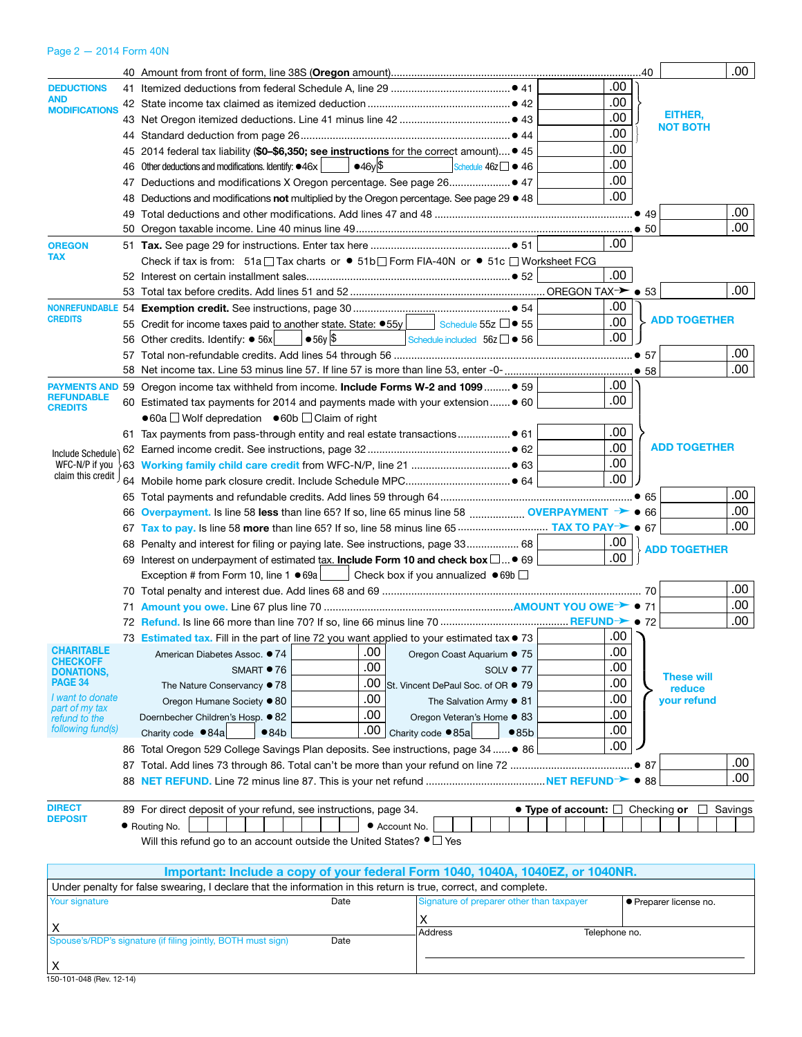## DEDUCTIONS AND MODIFICATIONS

40 Amount from front of form, line 38S (**Oregon** amount) ........ 40 | .00

41 Itemized deductions from federal Schedule A, line 29 ........ ● 41 | .00

42 State income tax claimed as itemized deduction ........ ● 42 | .00

43 Net Oregon itemized deductions. Line 41 minus line 42 ........ ● 43 | .00

44 Standard deduction from page 26 ........ ● 44 | .00

**EITHER, NOT BOTH** (lines 43 and 44)

45 2014 federal tax liability (**$0–$6,350; see instructions** for the correct amount) ........ ● 45 | .00

46 Other deductions and modifications. Identify: ●46x ______ ●46y $ ______ Schedule 46z ☐ ● 46 | .00

47 Deductions and modifications X Oregon percentage. See page 26 ........ ● 47 | .00

48 Deductions and modifications **not** multiplied by the Oregon percentage. See page 29 ● 48 | .00

49 Total deductions and other modifications. Add lines 47 and 48 ........ ● 49 | .00

50 Oregon taxable income. Line 40 minus line 49 ........ ● 50 | .00

## OREGON TAX

51 **Tax.** See page 29 for instructions. Enter tax here ........ ● 51 | .00

Check if tax is from: 51a ☐ Tax charts or ● 51b ☐ Form FIA-40N or ● 51c ☐ Worksheet FCG

52 Interest on certain installment sales ........ ● 52 | .00

53 Total tax before credits. Add lines 51 and 52 ........ OREGON TAX ➔ ● 53 | .00

## NONREFUNDABLE CREDITS

54 **Exemption credit.** See instructions, page 30 ........ ● 54 | .00

55 Credit for income taxes paid to another state. State: ●55y ______ Schedule 55z ☐ ● 55 | .00

56 Other credits. Identify: ● 56x ______ ●56y $ ______ Schedule included 56z ☐ ● 56 | .00

**ADD TOGETHER** (lines 54 through 56)

57 Total non-refundable credits. Add lines 54 through 56 ........ ● 57 | .00

58 Net income tax. Line 53 minus line 57. If line 57 is more than line 53, enter -0- ........ ● 58 | .00

## PAYMENTS AND REFUNDABLE CREDITS

59 Oregon income tax withheld from income. **Include Forms W-2 and 1099** ........ ● 59 | .00

60 Estimated tax payments for 2014 and payments made with your extension ........ ● 60 | .00

●60a ☐ Wolf depredation ●60b ☐ Claim of right

61 Tax payments from pass-through entity and real estate transactions ........ ● 61 | .00

62 Earned income credit. See instructions, page 32 ........ ● 62 | .00

63 **Working family child care credit** from WFC-N/P, line 21 ........ ● 63 | .00

64 Mobile home park closure credit. Include Schedule MPC ........ ● 64 | .00

Include Schedule WFC-N/P if you claim this credit (line 63)

**ADD TOGETHER** (lines 59 through 64)

65 Total payments and refundable credits. Add lines 59 through 64 ........ ● 65 | .00

66 **Overpayment.** Is line 58 **less** than line 65? If so, line 65 minus line 58 ........ OVERPAYMENT ➔ ● 66 | .00

67 **Tax to pay.** Is line 58 **more** than line 65? If so, line 58 minus line 65 ........ TAX TO PAY ➔ ● 67 | .00

68 Penalty and interest for filing or paying late. See instructions, page 33 ........ 68 | .00

69 Interest on underpayment of estimated tax. **Include Form 10 and check box** ☐ ... ● 69 | .00

**ADD TOGETHER** (lines 68 and 69)

Exception # from Form 10, line 1 ●69a ______ Check box if you annualized ●69b ☐

70 Total penalty and interest due. Add lines 68 and 69 ........ 70 | .00

71 **Amount you owe.** Line 67 plus line 70 ........ AMOUNT YOU OWE ➔ ● 71 | .00

72 **Refund.** Is line 66 more than line 70? If so, line 66 minus line 70 ........ REFUND ➔ ● 72 | .00

73 **Estimated tax.** Fill in the part of line 72 you want applied to your estimated tax ● 73 | .00

## CHARITABLE CHECKOFF DONATIONS, PAGE 34

*I want to donate part of my tax refund to the following fund(s)*

| | | | |
|---|---|---|---|
| American Diabetes Assoc. ● 74 | .00 | Oregon Coast Aquarium ● 75 | .00 |
| SMART ● 76 | .00 | SOLV ● 77 | .00 |
| The Nature Conservancy ● 78 | .00 | St. Vincent DePaul Soc. of OR ● 79 | .00 |
| Oregon Humane Society ● 80 | .00 | The Salvation Army ● 81 | .00 |
| Doernbecher Children's Hosp. ● 82 | .00 | Oregon Veteran's Home ● 83 | .00 |
| Charity code ●84a ______ ●84b | .00 | Charity code ●85a ______ ●85b | .00 |

**These will reduce your refund**

86 Total Oregon 529 College Savings Plan deposits. See instructions, page 34 ........ ● 86 | .00

87 Total. Add lines 73 through 86. Total can't be more than your refund on line 72 ........ ● 87 | .00

88 **NET REFUND.** Line 72 minus line 87. This is your net refund ........ NET REFUND ➔ ● 88 | .00

## DIRECT DEPOSIT

89 For direct deposit of your refund, see instructions, page 34. ● **Type of account:** ☐ Checking **or** ☐ Savings

● Routing No. ______ ● Account No. ______

Will this refund go to an account outside the United States? ● ☐ Yes

**Important: Include a copy of your federal Form 1040, 1040A, 1040EZ, or 1040NR.**

Under penalty for false swearing, I declare that the information in this return is true, correct, and complete.

| | | | |
|---|---|---|---|
| Your signature<br>X | Date | Signature of preparer other than taxpayer<br>X | ● Preparer license no. |
| Spouse's/RDP's signature (if filing jointly, BOTH must sign)<br>X | Date | Address | Telephone no. |

150-101-048 (Rev. 12-14)